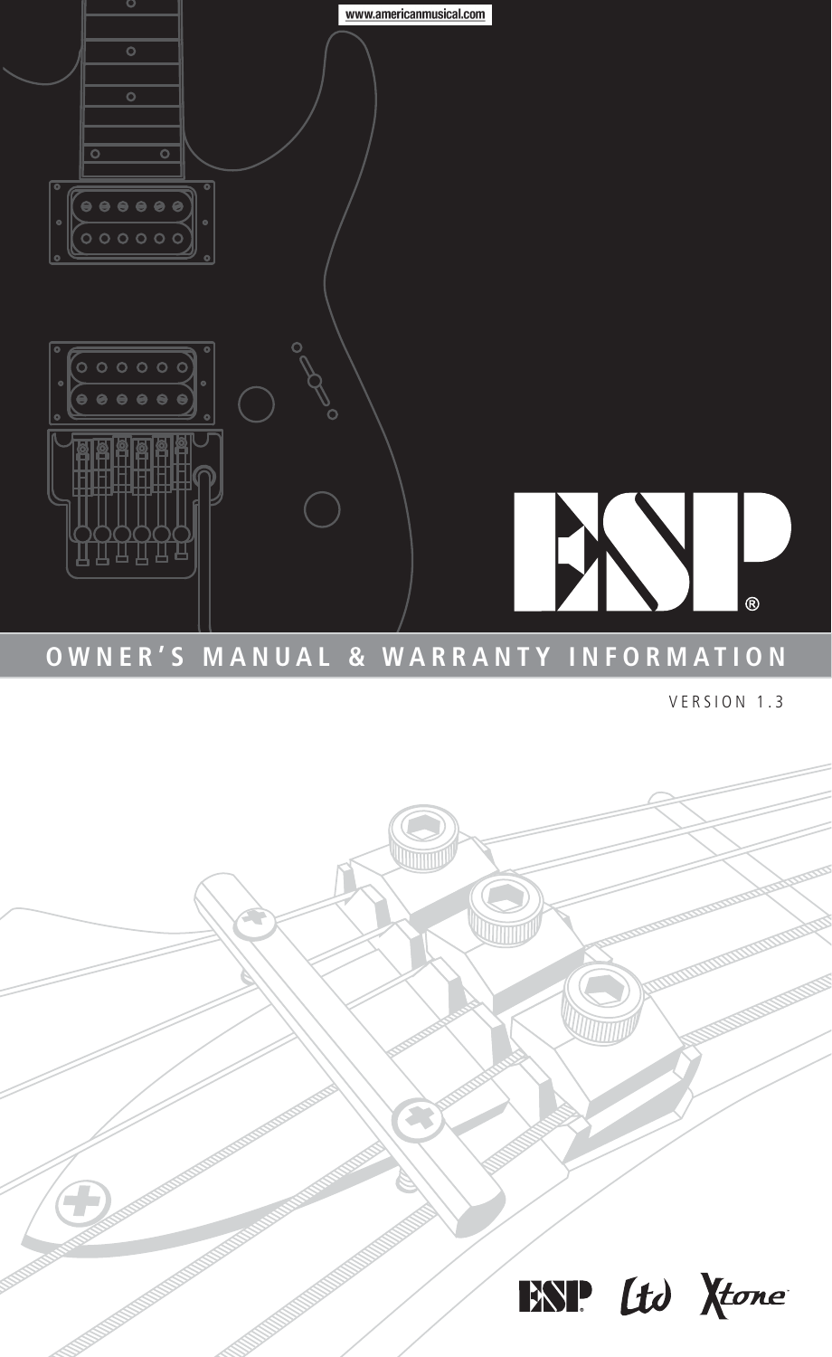www.americanmusical.com

ESP®

# OWNER'S MANUAL & WARRANTY INFORMATION

VERSION 1.3

ESP Ltd Xtone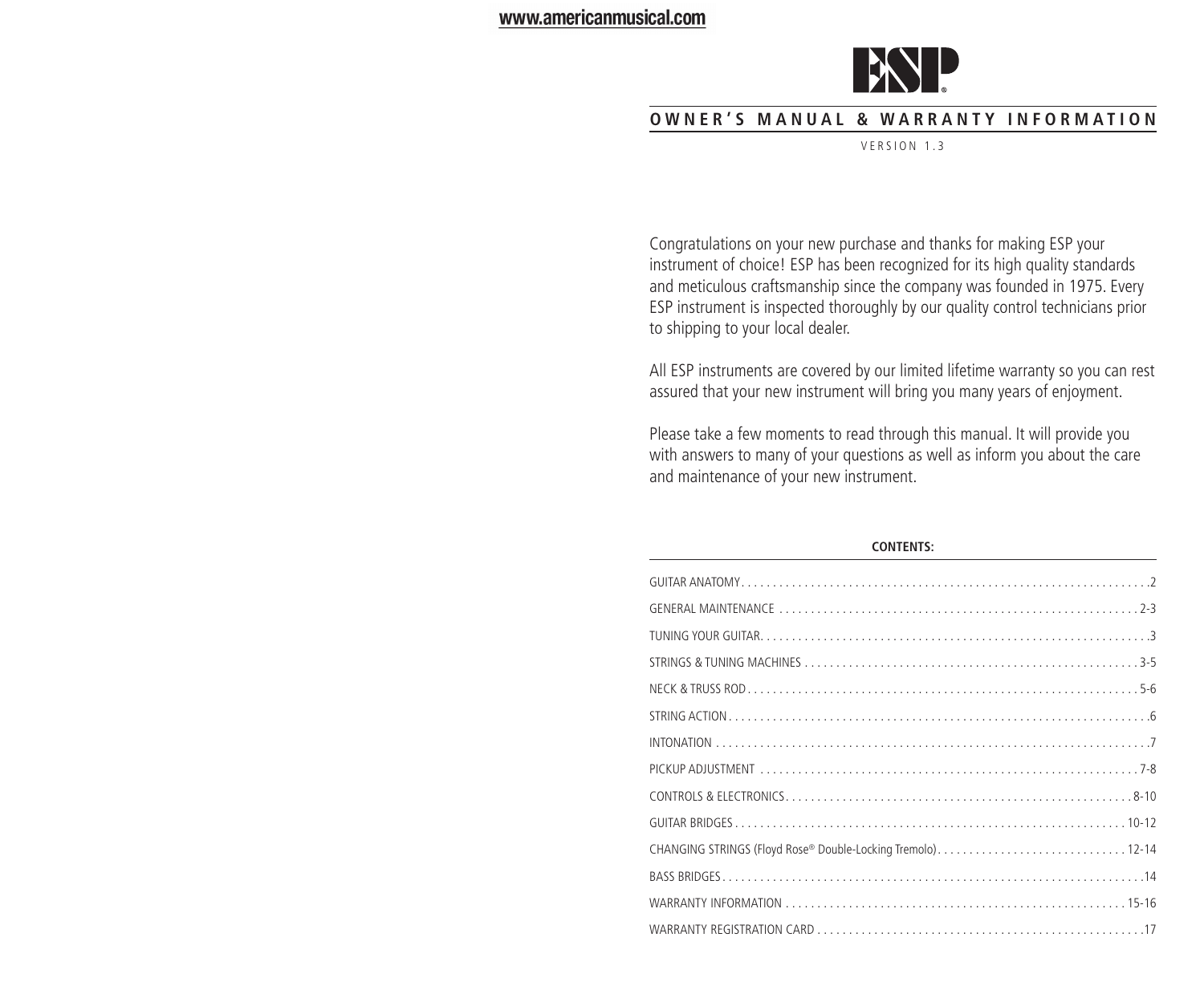www.americanmusical.com

# ESP

## OWNER'S MANUAL & WARRANTY INFORMATION

VERSION 1.3

Congratulations on your new purchase and thanks for making ESP your instrument of choice! ESP has been recognized for its high quality standards and meticulous craftsmanship since the company was founded in 1975. Every ESP instrument is inspected thoroughly by our quality control technicians prior to shipping to your local dealer.

All ESP instruments are covered by our limited lifetime warranty so you can rest assured that your new instrument will bring you many years of enjoyment.

Please take a few moments to read through this manual. It will provide you with answers to many of your questions as well as inform you about the care and maintenance of your new instrument.

**CONTENTS:**

| Section | Page |
|---|---|
| GUITAR ANATOMY | 2 |
| GENERAL MAINTENANCE | 2-3 |
| TUNING YOUR GUITAR | 3 |
| STRINGS & TUNING MACHINES | 3-5 |
| NECK & TRUSS ROD | 5-6 |
| STRING ACTION | 6 |
| INTONATION | 7 |
| PICKUP ADJUSTMENT | 7-8 |
| CONTROLS & ELECTRONICS | 8-10 |
| GUITAR BRIDGES | 10-12 |
| CHANGING STRINGS (Floyd Rose® Double-Locking Tremolo) | 12-14 |
| BASS BRIDGES | 14 |
| WARRANTY INFORMATION | 15-16 |
| WARRANTY REGISTRATION CARD | 17 |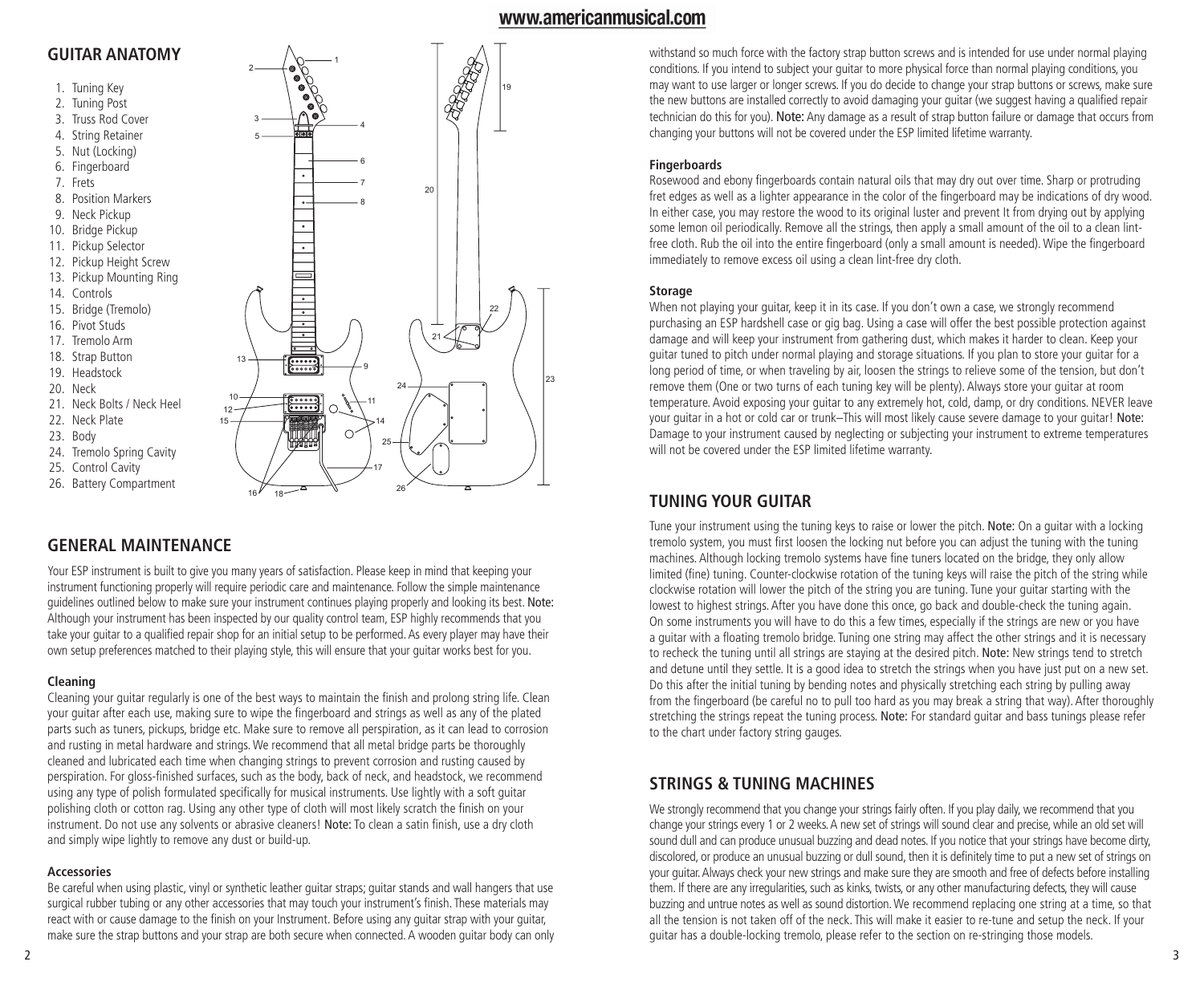## GUITAR ANATOMY

1. Tuning Key
2. Tuning Post
3. Truss Rod Cover
4. String Retainer
5. Nut (Locking)
6. Fingerboard
7. Frets
8. Position Markers
9. Neck Pickup
10. Bridge Pickup
11. Pickup Selector
12. Pickup Height Screw
13. Pickup Mounting Ring
14. Controls
15. Bridge (Tremolo)
16. Pivot Studs
17. Tremolo Arm
18. Strap Button
19. Headstock
20. Neck
21. Neck Bolts / Neck Heel
22. Neck Plate
23. Body
24. Tremolo Spring Cavity
25. Control Cavity
26. Battery Compartment

## GENERAL MAINTENANCE

Your ESP instrument is built to give you many years of satisfaction. Please keep in mind that keeping your instrument functioning properly will require periodic care and maintenance. Follow the simple maintenance guidelines outlined below to make sure your instrument continues playing properly and looking its best. Note: Although your instrument has been inspected by our quality control team, ESP highly recommends that you take your guitar to a qualified repair shop for an initial setup to be performed. As every player may have their own setup preferences matched to their playing style, this will ensure that your guitar works best for you.

### Cleaning

Cleaning your guitar regularly is one of the best ways to maintain the finish and prolong string life. Clean your guitar after each use, making sure to wipe the fingerboard and strings as well as any of the plated parts such as tuners, pickups, bridge etc. Make sure to remove all perspiration, as it can lead to corrosion and rusting in metal hardware and strings. We recommend that all metal bridge parts be thoroughly cleaned and lubricated each time when changing strings to prevent corrosion and rusting caused by perspiration. For gloss-finished surfaces, such as the body, back of neck, and headstock, we recommend using any type of polish formulated specifically for musical instruments. Use lightly with a soft guitar polishing cloth or cotton rag. Using any other type of cloth will most likely scratch the finish on your instrument. Do not use any solvents or abrasive cleaners! Note: To clean a satin finish, use a dry cloth and simply wipe lightly to remove any dust or build-up.

### Accessories

Be careful when using plastic, vinyl or synthetic leather guitar straps; guitar stands and wall hangers that use surgical rubber tubing or any other accessories that may touch your instrument's finish. These materials may react with or cause damage to the finish on your Instrument. Before using any guitar strap with your guitar, make sure the strap buttons and your strap are both secure when connected. A wooden guitar body can only withstand so much force with the factory strap button screws and is intended for use under normal playing conditions. If you intend to subject your guitar to more physical force than normal playing conditions, you may want to use larger or longer screws. If you do decide to change your strap buttons or screws, make sure the new buttons are installed correctly to avoid damaging your guitar (we suggest having a qualified repair technician do this for you). Note: Any damage as a result of strap button failure or damage that occurs from changing your buttons will not be covered under the ESP limited lifetime warranty.

### Fingerboards

Rosewood and ebony fingerboards contain natural oils that may dry out over time. Sharp or protruding fret edges as well as a lighter appearance in the color of the fingerboard may be indications of dry wood. In either case, you may restore the wood to its original luster and prevent It from drying out by applying some lemon oil periodically. Remove all the strings, then apply a small amount of the oil to a clean lint-free cloth. Rub the oil into the entire fingerboard (only a small amount is needed). Wipe the fingerboard immediately to remove excess oil using a clean lint-free dry cloth.

### Storage

When not playing your guitar, keep it in its case. If you don't own a case, we strongly recommend purchasing an ESP hardshell case or gig bag. Using a case will offer the best possible protection against damage and will keep your instrument from gathering dust, which makes it harder to clean. Keep your guitar tuned to pitch under normal playing and storage situations. If you plan to store your guitar for a long period of time, or when traveling by air, loosen the strings to relieve some of the tension, but don't remove them (One or two turns of each tuning key will be plenty). Always store your guitar at room temperature. Avoid exposing your guitar to any extremely hot, cold, damp, or dry conditions. NEVER leave your guitar in a hot or cold car or trunk–This will most likely cause severe damage to your guitar! Note: Damage to your instrument caused by neglecting or subjecting your instrument to extreme temperatures will not be covered under the ESP limited lifetime warranty.

## TUNING YOUR GUITAR

Tune your instrument using the tuning keys to raise or lower the pitch. Note: On a guitar with a locking tremolo system, you must first loosen the locking nut before you can adjust the tuning with the tuning machines. Although locking tremolo systems have fine tuners located on the bridge, they only allow limited (fine) tuning. Counter-clockwise rotation of the tuning keys will raise the pitch of the string while clockwise rotation will lower the pitch of the string you are tuning. Tune your guitar starting with the lowest to highest strings. After you have done this once, go back and double-check the tuning again. On some instruments you will have to do this a few times, especially if the strings are new or you have a guitar with a floating tremolo bridge. Tuning one string may affect the other strings and it is necessary to recheck the tuning until all strings are staying at the desired pitch. Note: New strings tend to stretch and detune until they settle. It is a good idea to stretch the strings when you have just put on a new set. Do this after the initial tuning by bending notes and physically stretching each string by pulling away from the fingerboard (be careful no to pull too hard as you may break a string that way). After thoroughly stretching the strings repeat the tuning process. Note: For standard guitar and bass tunings please refer to the chart under factory string gauges.

## STRINGS & TUNING MACHINES

We strongly recommend that you change your strings fairly often. If you play daily, we recommend that you change your strings every 1 or 2 weeks. A new set of strings will sound clear and precise, while an old set will sound dull and can produce unusual buzzing and dead notes. If you notice that your strings have become dirty, discolored, or produce an unusual buzzing or dull sound, then it is definitely time to put a new set of strings on your guitar. Always check your new strings and make sure they are smooth and free of defects before installing them. If there are any irregularities, such as kinks, twists, or any other manufacturing defects, they will cause buzzing and untrue notes as well as sound distortion. We recommend replacing one string at a time, so that all the tension is not taken off of the neck. This will make it easier to re-tune and setup the neck. If your guitar has a double-locking tremolo, please refer to the section on re-stringing those models.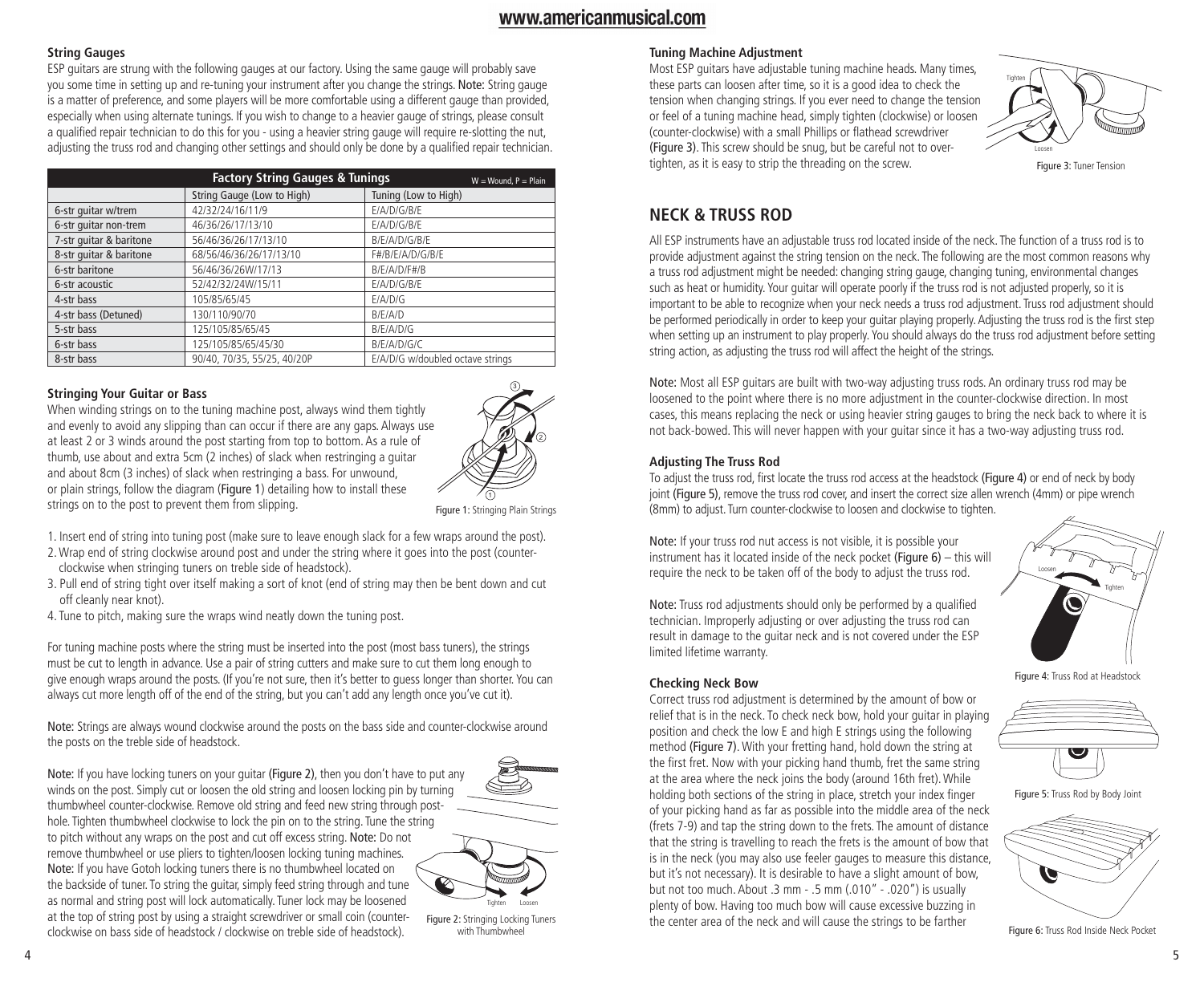### String Gauges

ESP guitars are strung with the following gauges at our factory. Using the same gauge will probably save you some time in setting up and re-tuning your instrument after you change the strings. Note: String gauge is a matter of preference, and some players will be more comfortable using a different gauge than provided, especially when using alternate tunings. If you wish to change to a heavier gauge of strings, please consult a qualified repair technician to do this for you - using a heavier string gauge will require re-slotting the nut, adjusting the truss rod and changing other settings and should only be done by a qualified repair technician.

| Factory String Gauges & Tunings | | W = Wound, P = Plain |
|---|---|---|
| | String Gauge (Low to High) | Tuning (Low to High) |
| 6-str guitar w/trem | 42/32/24/16/11/9 | E/A/D/G/B/E |
| 6-str guitar non-trem | 46/36/26/17/13/10 | E/A/D/G/B/E |
| 7-str guitar & baritone | 56/46/36/26/17/13/10 | B/E/A/D/G/B/E |
| 8-str guitar & baritone | 68/56/46/36/26/17/13/10 | F#/B/E/A/D/G/B/E |
| 6-str baritone | 56/46/36/26W/17/13 | B/E/A/D/F#/B |
| 6-str acoustic | 52/42/32/24W/15/11 | E/A/D/G/B/E |
| 4-str bass | 105/85/65/45 | E/A/D/G |
| 4-str bass (Detuned) | 130/110/90/70 | B/E/A/D |
| 5-str bass | 125/105/85/65/45 | B/E/A/D/G |
| 6-str bass | 125/105/85/65/45/30 | B/E/A/D/G/C |
| 8-str bass | 90/40, 70/35, 55/25, 40/20P | E/A/D/G w/doubled octave strings |

### Stringing Your Guitar or Bass

When winding strings on to the tuning machine post, always wind them tightly and evenly to avoid any slipping than can occur if there are any gaps. Always use at least 2 or 3 winds around the post starting from top to bottom. As a rule of thumb, use about and extra 5cm (2 inches) of slack when restringing a guitar and about 8cm (3 inches) of slack when restringing a bass. For unwound, or plain strings, follow the diagram (Figure 1) detailing how to install these strings on to the post to prevent them from slipping.

Figure 1: Stringing Plain Strings

1. Insert end of string into tuning post (make sure to leave enough slack for a few wraps around the post).
2. Wrap end of string clockwise around post and under the string where it goes into the post (counter-clockwise when stringing tuners on treble side of headstock).
3. Pull end of string tight over itself making a sort of knot (end of string may then be bent down and cut off cleanly near knot).
4. Tune to pitch, making sure the wraps wind neatly down the tuning post.

For tuning machine posts where the string must be inserted into the post (most bass tuners), the strings must be cut to length in advance. Use a pair of string cutters and make sure to cut them long enough to give enough wraps around the posts. (If you're not sure, then it's better to guess longer than shorter. You can always cut more length off of the end of the string, but you can't add any length once you've cut it).

Note: Strings are always wound clockwise around the posts on the bass side and counter-clockwise around the posts on the treble side of headstock.

Note: If you have locking tuners on your guitar (Figure 2), then you don't have to put any winds on the post. Simply cut or loosen the old string and loosen locking pin by turning thumbwheel counter-clockwise. Remove old string and feed new string through post-hole. Tighten thumbwheel clockwise to lock the pin on to the string. Tune the string to pitch without any wraps on the post and cut off excess string. Note: Do not remove thumbwheel or use pliers to tighten/loosen locking tuning machines. Note: If you have Gotoh locking tuners there is no thumbwheel located on the backside of tuner. To string the guitar, simply feed string through and tune as normal and string post will lock automatically. Tuner lock may be loosened at the top of string post by using a straight screwdriver or small coin (counter-clockwise on bass side of headstock / clockwise on treble side of headstock).

Figure 2: Stringing Locking Tuners with Thumbwheel

### Tuning Machine Adjustment

Most ESP guitars have adjustable tuning machine heads. Many times, these parts can loosen after time, so it is a good idea to check the tension when changing strings. If you ever need to change the tension or feel of a tuning machine head, simply tighten (clockwise) or loosen (counter-clockwise) with a small Phillips or flathead screwdriver (Figure 3). This screw should be snug, but be careful not to over-tighten, as it is easy to strip the threading on the screw.

Figure 3: Tuner Tension

## NECK & TRUSS ROD

All ESP instruments have an adjustable truss rod located inside of the neck. The function of a truss rod is to provide adjustment against the string tension on the neck. The following are the most common reasons why a truss rod adjustment might be needed: changing string gauge, changing tuning, environmental changes such as heat or humidity. Your guitar will operate poorly if the truss rod is not adjusted properly, so it is important to be able to recognize when your neck needs a truss rod adjustment. Truss rod adjustment should be performed periodically in order to keep your guitar playing properly. Adjusting the truss rod is the first step when setting up an instrument to play properly. You should always do the truss rod adjustment before setting string action, as adjusting the truss rod will affect the height of the strings.

Note: Most all ESP guitars are built with two-way adjusting truss rods. An ordinary truss rod may be loosened to the point where there is no more adjustment in the counter-clockwise direction. In most cases, this means replacing the neck or using heavier string gauges to bring the neck back to where it is not back-bowed. This will never happen with your guitar since it has a two-way adjusting truss rod.

### Adjusting The Truss Rod

To adjust the truss rod, first locate the truss rod access at the headstock (Figure 4) or end of neck by body joint (Figure 5), remove the truss rod cover, and insert the correct size allen wrench (4mm) or pipe wrench (8mm) to adjust. Turn counter-clockwise to loosen and clockwise to tighten.

Note: If your truss rod nut access is not visible, it is possible your instrument has it located inside of the neck pocket (Figure 6) – this will require the neck to be taken off of the body to adjust the truss rod.

Note: Truss rod adjustments should only be performed by a qualified technician. Improperly adjusting or over adjusting the truss rod can result in damage to the guitar neck and is not covered under the ESP limited lifetime warranty.

Figure 4: Truss Rod at Headstock

### Checking Neck Bow

Correct truss rod adjustment is determined by the amount of bow or relief that is in the neck. To check neck bow, hold your guitar in playing position and check the low E and high E strings using the following method (Figure 7). With your fretting hand, hold down the string at the first fret. Now with your picking hand thumb, fret the same string at the area where the neck joins the body (around 16th fret). While holding both sections of the string in place, stretch your index finger of your picking hand as far as possible into the middle area of the neck (frets 7-9) and tap the string down to the frets. The amount of distance that the string is travelling to reach the frets is the amount of bow that is in the neck (you may also use feeler gauges to measure this distance, but it's not necessary). It is desirable to have a slight amount of bow, but not too much. About .3 mm - .5 mm (.010" - .020") is usually plenty of bow. Having too much bow will cause excessive buzzing in the center area of the neck and will cause the strings to be farther

Figure 5: Truss Rod by Body Joint

Figure 6: Truss Rod Inside Neck Pocket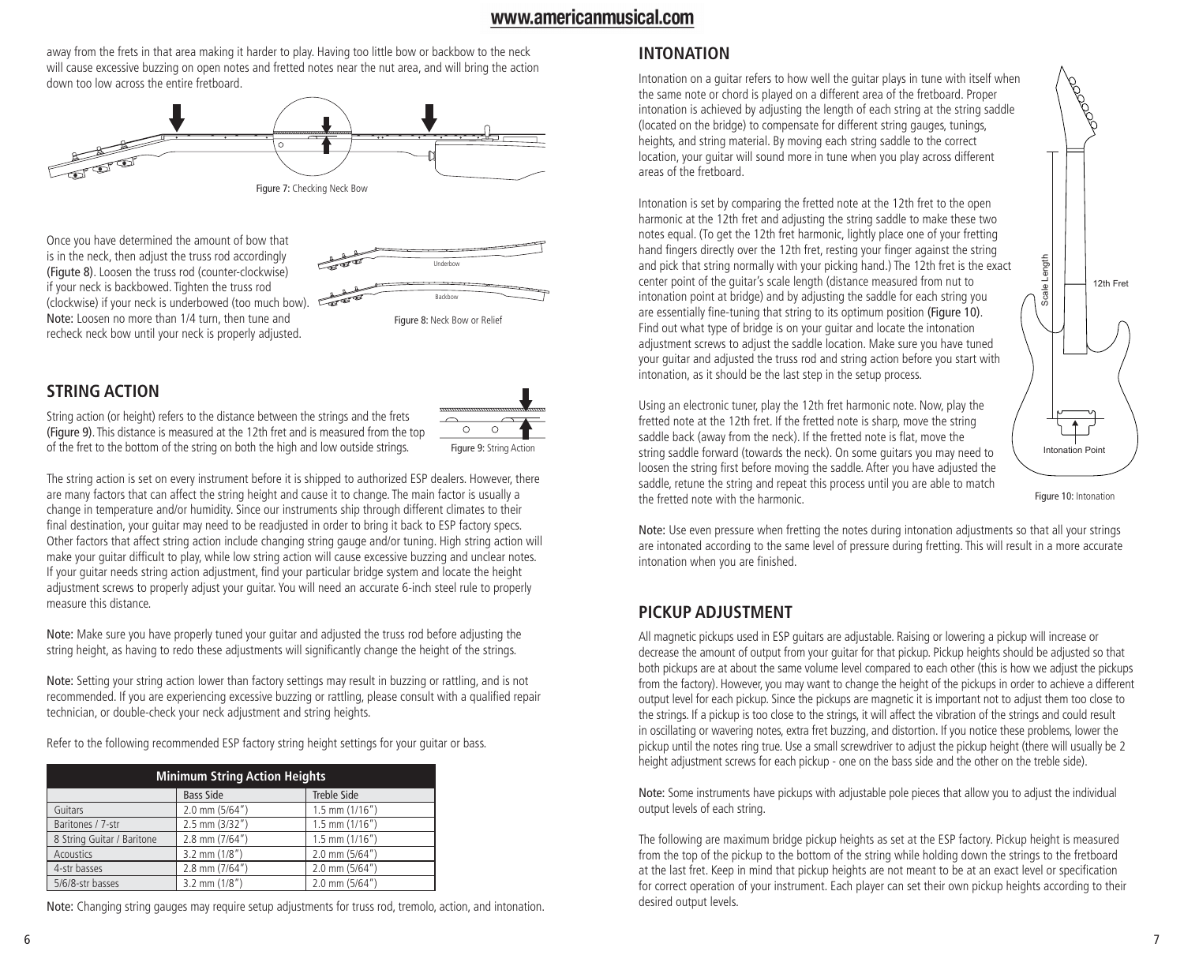away from the frets in that area making it harder to play. Having too little bow or backbow to the neck will cause excessive buzzing on open notes and fretted notes near the nut area, and will bring the action down too low across the entire fretboard.

Figure 7: Checking Neck Bow

Once you have determined the amount of bow that is in the neck, then adjust the truss rod accordingly (Figute 8). Loosen the truss rod (counter-clockwise) if your neck is backbowed. Tighten the truss rod (clockwise) if your neck is underbowed (too much bow). Note: Loosen no more than 1/4 turn, then tune and recheck neck bow until your neck is properly adjusted.

Figure 8: Neck Bow or Relief

## STRING ACTION

String action (or height) refers to the distance between the strings and the frets (Figure 9). This distance is measured at the 12th fret and is measured from the top of the fret to the bottom of the string on both the high and low outside strings.

Figure 9: String Action

The string action is set on every instrument before it is shipped to authorized ESP dealers. However, there are many factors that can affect the string height and cause it to change. The main factor is usually a change in temperature and/or humidity. Since our instruments ship through different climates to their final destination, your guitar may need to be readjusted in order to bring it back to ESP factory specs. Other factors that affect string action include changing string gauge and/or tuning. High string action will make your guitar difficult to play, while low string action will cause excessive buzzing and unclear notes. If your guitar needs string action adjustment, find your particular bridge system and locate the height adjustment screws to properly adjust your guitar. You will need an accurate 6-inch steel rule to properly measure this distance.

Note: Make sure you have properly tuned your guitar and adjusted the truss rod before adjusting the string height, as having to redo these adjustments will significantly change the height of the strings.

Note: Setting your string action lower than factory settings may result in buzzing or rattling, and is not recommended. If you are experiencing excessive buzzing or rattling, please consult with a qualified repair technician, or double-check your neck adjustment and string heights.

Refer to the following recommended ESP factory string height settings for your guitar or bass.

| Minimum String Action Heights | | |
|---|---|---|
| | Bass Side | Treble Side |
| Guitars | 2.0 mm (5/64") | 1.5 mm (1/16") |
| Baritones / 7-str | 2.5 mm (3/32") | 1.5 mm (1/16") |
| 8 String Guitar / Baritone | 2.8 mm (7/64") | 1.5 mm (1/16") |
| Acoustics | 3.2 mm (1/8") | 2.0 mm (5/64") |
| 4-str basses | 2.8 mm (7/64") | 2.0 mm (5/64") |
| 5/6/8-str basses | 3.2 mm (1/8") | 2.0 mm (5/64") |

Note: Changing string gauges may require setup adjustments for truss rod, tremolo, action, and intonation.

## INTONATION

Intonation on a guitar refers to how well the guitar plays in tune with itself when the same note or chord is played on a different area of the fretboard. Proper intonation is achieved by adjusting the length of each string at the string saddle (located on the bridge) to compensate for different string gauges, tunings, heights, and string material. By moving each string saddle to the correct location, your guitar will sound more in tune when you play across different areas of the fretboard.

Intonation is set by comparing the fretted note at the 12th fret to the open harmonic at the 12th fret and adjusting the string saddle to make these two notes equal. (To get the 12th fret harmonic, lightly place one of your fretting hand fingers directly over the 12th fret, resting your finger against the string and pick that string normally with your picking hand.) The 12th fret is the exact center point of the guitar's scale length (distance measured from nut to intonation point at bridge) and by adjusting the saddle for each string you are essentially fine-tuning that string to its optimum position (Figure 10). Find out what type of bridge is on your guitar and locate the intonation adjustment screws to adjust the saddle location. Make sure you have tuned your guitar and adjusted the truss rod and string action before you start with intonation, as it should be the last step in the setup process.

Using an electronic tuner, play the 12th fret harmonic note. Now, play the fretted note at the 12th fret. If the fretted note is sharp, move the string saddle back (away from the neck). If the fretted note is flat, move the string saddle forward (towards the neck). On some guitars you may need to loosen the string first before moving the saddle. After you have adjusted the saddle, retune the string and repeat this process until you are able to match the fretted note with the harmonic.

Figure 10: Intonation

Note: Use even pressure when fretting the notes during intonation adjustments so that all your strings are intonated according to the same level of pressure during fretting. This will result in a more accurate intonation when you are finished.

## PICKUP ADJUSTMENT

All magnetic pickups used in ESP guitars are adjustable. Raising or lowering a pickup will increase or decrease the amount of output from your guitar for that pickup. Pickup heights should be adjusted so that both pickups are at about the same volume level compared to each other (this is how we adjust the pickups from the factory). However, you may want to change the height of the pickups in order to achieve a different output level for each pickup. Since the pickups are magnetic it is important not to adjust them too close to the strings. If a pickup is too close to the strings, it will affect the vibration of the strings and could result in oscillating or wavering notes, extra fret buzzing, and distortion. If you notice these problems, lower the pickup until the notes ring true. Use a small screwdriver to adjust the pickup height (there will usually be 2 height adjustment screws for each pickup - one on the bass side and the other on the treble side).

Note: Some instruments have pickups with adjustable pole pieces that allow you to adjust the individual output levels of each string.

The following are maximum bridge pickup heights as set at the ESP factory. Pickup height is measured from the top of the pickup to the bottom of the string while holding down the strings to the fretboard at the last fret. Keep in mind that pickup heights are not meant to be at an exact level or specification for correct operation of your instrument. Each player can set their own pickup heights according to their desired output levels.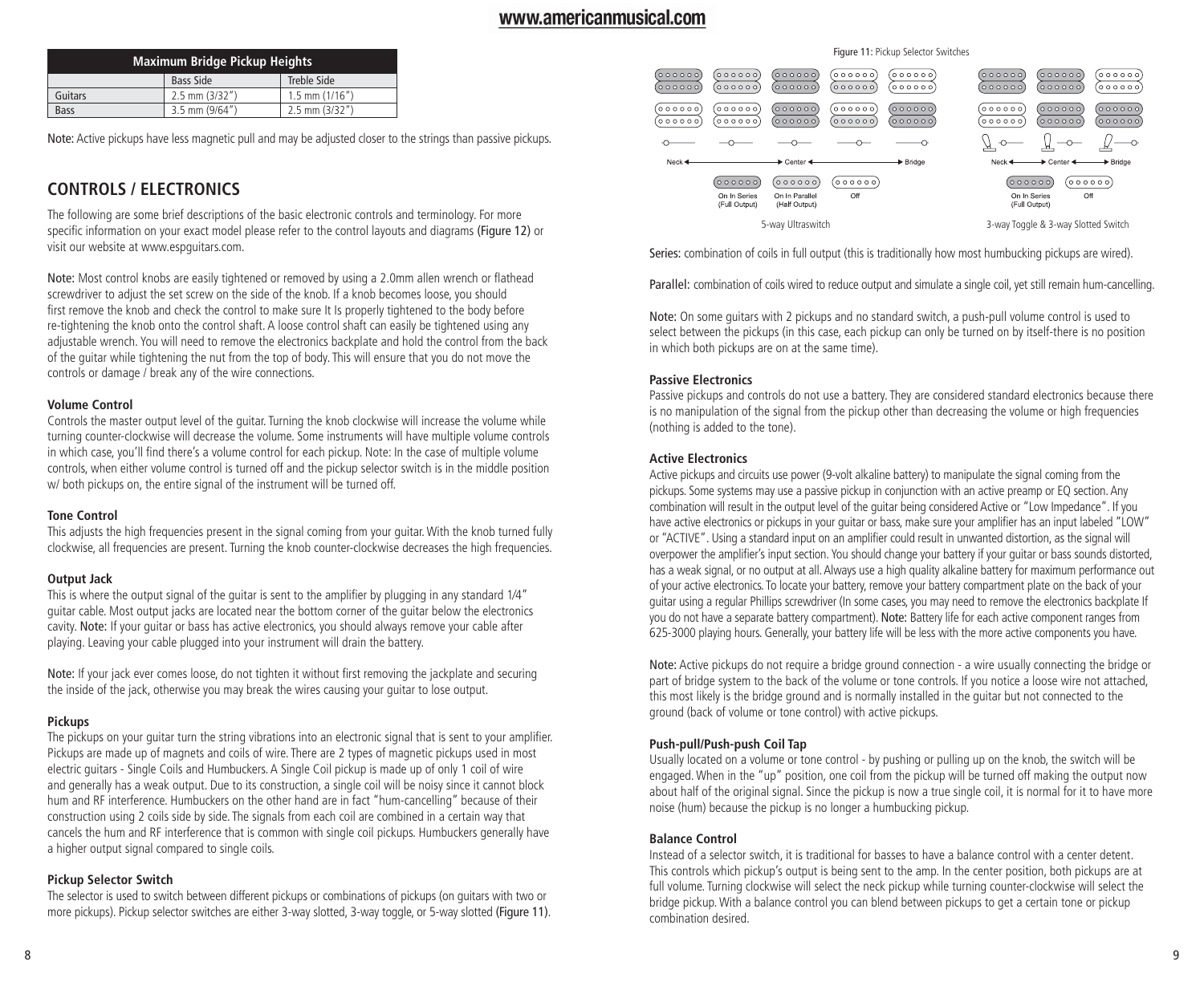| Maximum Bridge Pickup Heights | | |
|---|---|---|
| | Bass Side | Treble Side |
| Guitars | 2.5 mm (3/32") | 1.5 mm (1/16") |
| Bass | 3.5 mm (9/64") | 2.5 mm (3/32") |

Note: Active pickups have less magnetic pull and may be adjusted closer to the strings than passive pickups.

## CONTROLS / ELECTRONICS

The following are some brief descriptions of the basic electronic controls and terminology. For more specific information on your exact model please refer to the control layouts and diagrams (Figure 12) or visit our website at www.espguitars.com.

Note: Most control knobs are easily tightened or removed by using a 2.0mm allen wrench or flathead screwdriver to adjust the set screw on the side of the knob. If a knob becomes loose, you should first remove the knob and check the control to make sure It Is properly tightened to the body before re-tightening the knob onto the control shaft. A loose control shaft can easily be tightened using any adjustable wrench. You will need to remove the electronics backplate and hold the control from the back of the guitar while tightening the nut from the top of body. This will ensure that you do not move the controls or damage / break any of the wire connections.

### Volume Control

Controls the master output level of the guitar. Turning the knob clockwise will increase the volume while turning counter-clockwise will decrease the volume. Some instruments will have multiple volume controls in which case, you'll find there's a volume control for each pickup. Note: In the case of multiple volume controls, when either volume control is turned off and the pickup selector switch is in the middle position w/ both pickups on, the entire signal of the instrument will be turned off.

### Tone Control

This adjusts the high frequencies present in the signal coming from your guitar. With the knob turned fully clockwise, all frequencies are present. Turning the knob counter-clockwise decreases the high frequencies.

### Output Jack

This is where the output signal of the guitar is sent to the amplifier by plugging in any standard 1/4" guitar cable. Most output jacks are located near the bottom corner of the guitar below the electronics cavity. Note: If your guitar or bass has active electronics, you should always remove your cable after playing. Leaving your cable plugged into your instrument will drain the battery.

Note: If your jack ever comes loose, do not tighten it without first removing the jackplate and securing the inside of the jack, otherwise you may break the wires causing your guitar to lose output.

### Pickups

The pickups on your guitar turn the string vibrations into an electronic signal that is sent to your amplifier. Pickups are made up of magnets and coils of wire. There are 2 types of magnetic pickups used in most electric guitars - Single Coils and Humbuckers. A Single Coil pickup is made up of only 1 coil of wire and generally has a weak output. Due to its construction, a single coil will be noisy since it cannot block hum and RF interference. Humbuckers on the other hand are in fact "hum-cancelling" because of their construction using 2 coils side by side. The signals from each coil are combined in a certain way that cancels the hum and RF interference that is common with single coil pickups. Humbuckers generally have a higher output signal compared to single coils.

### Pickup Selector Switch

The selector is used to switch between different pickups or combinations of pickups (on guitars with two or more pickups). Pickup selector switches are either 3-way slotted, 3-way toggle, or 5-way slotted (Figure 11).

Figure 11: Pickup Selector Switches

Neck — Center — Bridge

On In Series (Full Output) | On In Parallel (Half Output) | Off

5-way Ultraswitch

Neck — Center — Bridge

On In Series (Full Output) | Off

3-way Toggle & 3-way Slotted Switch

Series: combination of coils in full output (this is traditionally how most humbucking pickups are wired).

Parallel: combination of coils wired to reduce output and simulate a single coil, yet still remain hum-cancelling.

Note: On some guitars with 2 pickups and no standard switch, a push-pull volume control is used to select between the pickups (in this case, each pickup can only be turned on by itself-there is no position in which both pickups are on at the same time).

### Passive Electronics

Passive pickups and controls do not use a battery. They are considered standard electronics because there is no manipulation of the signal from the pickup other than decreasing the volume or high frequencies (nothing is added to the tone).

### Active Electronics

Active pickups and circuits use power (9-volt alkaline battery) to manipulate the signal coming from the pickups. Some systems may use a passive pickup in conjunction with an active preamp or EQ section. Any combination will result in the output level of the guitar being considered Active or "Low Impedance". If you have active electronics or pickups in your guitar or bass, make sure your amplifier has an input labeled "LOW" or "ACTIVE". Using a standard input on an amplifier could result in unwanted distortion, as the signal will overpower the amplifier's input section. You should change your battery if your guitar or bass sounds distorted, has a weak signal, or no output at all. Always use a high quality alkaline battery for maximum performance out of your active electronics. To locate your battery, remove your battery compartment plate on the back of your guitar using a regular Phillips screwdriver (In some cases, you may need to remove the electronics backplate If you do not have a separate battery compartment). Note: Battery life for each active component ranges from 625-3000 playing hours. Generally, your battery life will be less with the more active components you have.

Note: Active pickups do not require a bridge ground connection - a wire usually connecting the bridge or part of bridge system to the back of the volume or tone controls. If you notice a loose wire not attached, this most likely is the bridge ground and is normally installed in the guitar but not connected to the ground (back of volume or tone control) with active pickups.

### Push-pull/Push-push Coil Tap

Usually located on a volume or tone control - by pushing or pulling up on the knob, the switch will be engaged. When in the "up" position, one coil from the pickup will be turned off making the output now about half of the original signal. Since the pickup is now a true single coil, it is normal for it to have more noise (hum) because the pickup is no longer a humbucking pickup.

### Balance Control

Instead of a selector switch, it is traditional for basses to have a balance control with a center detent. This controls which pickup's output is being sent to the amp. In the center position, both pickups are at full volume. Turning clockwise will select the neck pickup while turning counter-clockwise will select the bridge pickup. With a balance control you can blend between pickups to get a certain tone or pickup combination desired.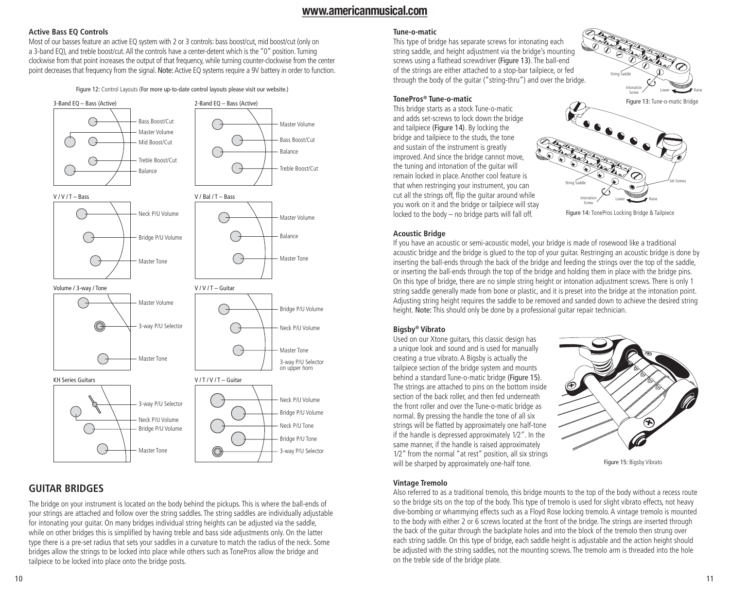### Active Bass EQ Controls

Most of our basses feature an active EQ system with 2 or 3 controls: bass boost/cut, mid boost/cut (only on a 3-band EQ), and treble boost/cut. All the controls have a center-detent which is the "0" position. Turning clockwise from that point increases the output of that frequency, while turning counter-clockwise from the center point decreases that frequency from the signal. **Note:** Active EQ systems require a 9V battery in order to function.

Figure 12: Control Layouts (For more up-to-date control layouts please visit our website.)

3-Band EQ – Bass (Active): Bass Boost/Cut, Master Volume, Mid Boost/Cut, Treble Boost/Cut, Balance

2-Band EQ – Bass (Active): Master Volume, Bass Boost/Cut, Balance, Treble Boost/Cut

V / V / T – Bass: Neck P/U Volume, Bridge P/U Volume, Master Tone

V / Bal / T – Bass: Master Volume, Balance, Master Tone

Volume / 3-way / Tone: Master Volume, 3-way P/U Selector, Master Tone

V / V / T – Guitar: Bridge P/U Volume, Neck P/U Volume, Master Tone, 3-way P/U Selector on upper horn

KH Series Guitars: 3-way P/U Selector, Neck P/U Volume, Bridge P/U Volume, Master Tone

V / T / V / T – Guitar: Neck P/U Volume, Bridge P/U Volume, Neck P/U Tone, Bridge P/U Tone, 3-way P/U Selector

## GUITAR BRIDGES

The bridge on your instrument is located on the body behind the pickups. This is where the ball-ends of your strings are attached and follow over the string saddles. The string saddles are individually adjustable for intonating your guitar. On many bridges individual string heights can be adjusted via the saddle, while on other bridges this is simplified by having treble and bass side adjustments only. On the latter type there is a pre-set radius that sets your saddles in a curvature to match the radius of the neck. Some bridges allow the strings to be locked into place while others such as TonePros allow the bridge and tailpiece to be locked into place onto the bridge posts.

### Tune-o-matic

This type of bridge has separate screws for intonating each string saddle, and height adjustment via the bridge's mounting screws using a flathead screwdriver (Figure 13). The ball-end of the strings are either attached to a stop-bar tailpiece, or fed through the body of the guitar ("string-thru") and over the bridge.

String Saddle, Intonation Screw, Lower, Raise

Figure 13: Tune-o-matic Bridge

### TonePros® Tune-o-matic

This bridge starts as a stock Tune-o-matic and adds set-screws to lock down the bridge and tailpiece (Figure 14). By locking the bridge and tailpiece to the studs, the tone and sustain of the instrument is greatly improved. And since the bridge cannot move, the tuning and intonation of the guitar will remain locked in place. Another cool feature is that when restringing your instrument, you can cut all the strings off, flip the guitar around while you work on it and the bridge or tailpiece will stay locked to the body – no bridge parts will fall off.

String Saddle, Intonation Screw, Lower, Raise, Set Screws

Figure 14: TonePros Locking Bridge & Tailpiece

### Acoustic Bridge

If you have an acoustic or semi-acoustic model, your bridge is made of rosewood like a traditional acoustic bridge and the bridge is glued to the top of your guitar. Restringing an acoustic bridge is done by inserting the ball-ends through the back of the bridge and feeding the strings over the top of the saddle, or inserting the ball-ends through the top of the bridge and holding them in place with the bridge pins. On this type of bridge, there are no simple string height or intonation adjustment screws. There is only 1 string saddle generally made from bone or plastic, and it is preset into the bridge at the intonation point. Adjusting string height requires the saddle to be removed and sanded down to achieve the desired string height. **Note:** This should only be done by a professional guitar repair technician.

### Bigsby® Vibrato

Used on our Xtone guitars, this classic design has a unique look and sound and is used for manually creating a true vibrato. A Bigsby is actually the tailpiece section of the bridge system and mounts behind a standard Tune-o-matic bridge (Figure 15). The strings are attached to pins on the bottom inside section of the back roller, and then fed underneath the front roller and over the Tune-o-matic bridge as normal. By pressing the handle the tone of all six strings will be flatted by approximately one half-tone if the handle is depressed approximately 1⁄2". In the same manner, if the handle is raised approximately 1⁄2" from the normal "at rest" position, all six strings will be sharped by approximately one-half tone.

Figure 15: Bigsby Vibrato

### Vintage Tremolo

Also referred to as a traditional tremolo, this bridge mounts to the top of the body without a recess route so the bridge sits on the top of the body. This type of tremolo is used for slight vibrato effects, not heavy dive-bombing or whammying effects such as a Floyd Rose locking tremolo. A vintage tremolo is mounted to the body with either 2 or 6 screws located at the front of the bridge. The strings are inserted through the back of the guitar through the backplate holes and into the block of the tremolo then strung over each string saddle. On this type of bridge, each saddle height is adjustable and the action height should be adjusted with the string saddles, not the mounting screws. The tremolo arm is threaded into the hole on the treble side of the bridge plate.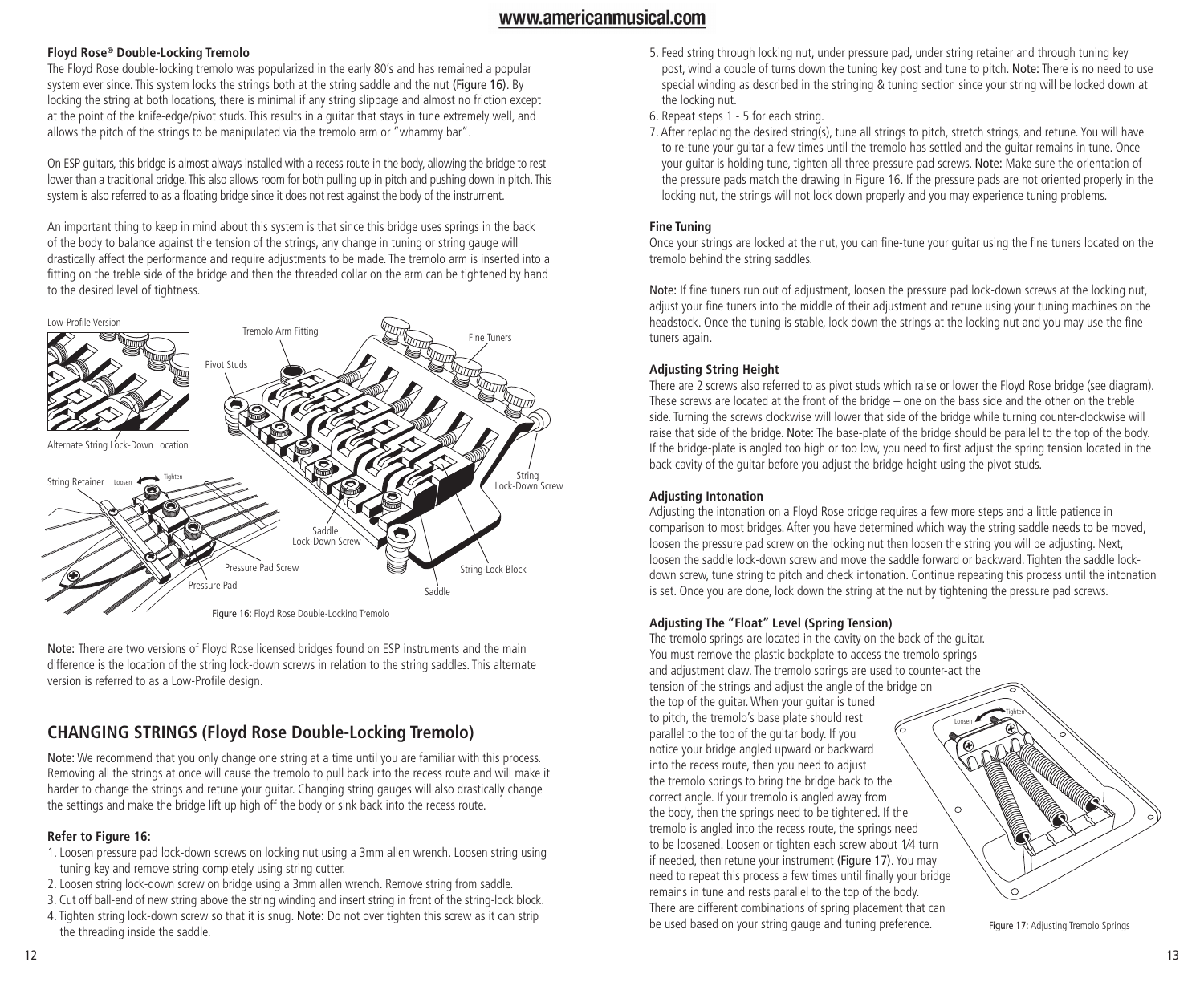**Floyd Rose® Double-Locking Tremolo**

The Floyd Rose double-locking tremolo was popularized in the early 80's and has remained a popular system ever since. This system locks the strings both at the string saddle and the nut (Figure 16). By locking the string at both locations, there is minimal if any string slippage and almost no friction except at the point of the knife-edge/pivot studs. This results in a guitar that stays in tune extremely well, and allows the pitch of the strings to be manipulated via the tremolo arm or "whammy bar".

On ESP guitars, this bridge is almost always installed with a recess route in the body, allowing the bridge to rest lower than a traditional bridge. This also allows room for both pulling up in pitch and pushing down in pitch. This system is also referred to as a floating bridge since it does not rest against the body of the instrument.

An important thing to keep in mind about this system is that since this bridge uses springs in the back of the body to balance against the tension of the strings, any change in tuning or string gauge will drastically affect the performance and require adjustments to be made. The tremolo arm is inserted into a fitting on the treble side of the bridge and then the threaded collar on the arm can be tightened by hand to the desired level of tightness.

Low-Profile Version | Alternate String Lock-Down Location | Tremolo Arm Fitting | Fine Tuners | Pivot Studs | String Lock-Down Screw | String Retainer | Loosen | Tighten | Saddle Lock-Down Screw | Pressure Pad Screw | Pressure Pad | String-Lock Block | Saddle

Figure 16: Floyd Rose Double-Locking Tremolo

Note: There are two versions of Floyd Rose licensed bridges found on ESP instruments and the main difference is the location of the string lock-down screws in relation to the string saddles. This alternate version is referred to as a Low-Profile design.

## CHANGING STRINGS (Floyd Rose Double-Locking Tremolo)

Note: We recommend that you only change one string at a time until you are familiar with this process. Removing all the strings at once will cause the tremolo to pull back into the recess route and will make it harder to change the strings and retune your guitar. Changing string gauges will also drastically change the settings and make the bridge lift up high off the body or sink back into the recess route.

**Refer to Figure 16:**

1. Loosen pressure pad lock-down screws on locking nut using a 3mm allen wrench. Loosen string using tuning key and remove string completely using string cutter.
2. Loosen string lock-down screw on bridge using a 3mm allen wrench. Remove string from saddle.
3. Cut off ball-end of new string above the string winding and insert string in front of the string-lock block.
4. Tighten string lock-down screw so that it is snug. Note: Do not over tighten this screw as it can strip the threading inside the saddle.
5. Feed string through locking nut, under pressure pad, under string retainer and through tuning key post, wind a couple of turns down the tuning key post and tune to pitch. Note: There is no need to use special winding as described in the stringing & tuning section since your string will be locked down at the locking nut.
6. Repeat steps 1 - 5 for each string.
7. After replacing the desired string(s), tune all strings to pitch, stretch strings, and retune. You will have to re-tune your guitar a few times until the tremolo has settled and the guitar remains in tune. Once your guitar is holding tune, tighten all three pressure pad screws. Note: Make sure the orientation of the pressure pads match the drawing in Figure 16. If the pressure pads are not oriented properly in the locking nut, the strings will not lock down properly and you may experience tuning problems.

**Fine Tuning**

Once your strings are locked at the nut, you can fine-tune your guitar using the fine tuners located on the tremolo behind the string saddles.

Note: If fine tuners run out of adjustment, loosen the pressure pad lock-down screws at the locking nut, adjust your fine tuners into the middle of their adjustment and retune using your tuning machines on the headstock. Once the tuning is stable, lock down the strings at the locking nut and you may use the fine tuners again.

**Adjusting String Height**

There are 2 screws also referred to as pivot studs which raise or lower the Floyd Rose bridge (see diagram). These screws are located at the front of the bridge – one on the bass side and the other on the treble side. Turning the screws clockwise will lower that side of the bridge while turning counter-clockwise will raise that side of the bridge. Note: The base-plate of the bridge should be parallel to the top of the body. If the bridge-plate is angled too high or too low, you need to first adjust the spring tension located in the back cavity of the guitar before you adjust the bridge height using the pivot studs.

**Adjusting Intonation**

Adjusting the intonation on a Floyd Rose bridge requires a few more steps and a little patience in comparison to most bridges. After you have determined which way the string saddle needs to be moved, loosen the pressure pad screw on the locking nut then loosen the string you will be adjusting. Next, loosen the saddle lock-down screw and move the saddle forward or backward. Tighten the saddle lock-down screw, tune string to pitch and check intonation. Continue repeating this process until the intonation is set. Once you are done, lock down the string at the nut by tightening the pressure pad screws.

**Adjusting The "Float" Level (Spring Tension)**

The tremolo springs are located in the cavity on the back of the guitar. You must remove the plastic backplate to access the tremolo springs and adjustment claw. The tremolo springs are used to counter-act the tension of the strings and adjust the angle of the bridge on the top of the guitar. When your guitar is tuned to pitch, the tremolo's base plate should rest parallel to the top of the guitar body. If you notice your bridge angled upward or backward into the recess route, then you need to adjust the tremolo springs to bring the bridge back to the correct angle. If your tremolo is angled away from the body, then the springs need to be tightened. If the tremolo is angled into the recess route, the springs need to be loosened. Loosen or tighten each screw about 1/4 turn if needed, then retune your instrument (Figure 17). You may need to repeat this process a few times until finally your bridge remains in tune and rests parallel to the top of the body. There are different combinations of spring placement that can be used based on your string gauge and tuning preference.

Loosen | Tighten

Figure 17: Adjusting Tremolo Springs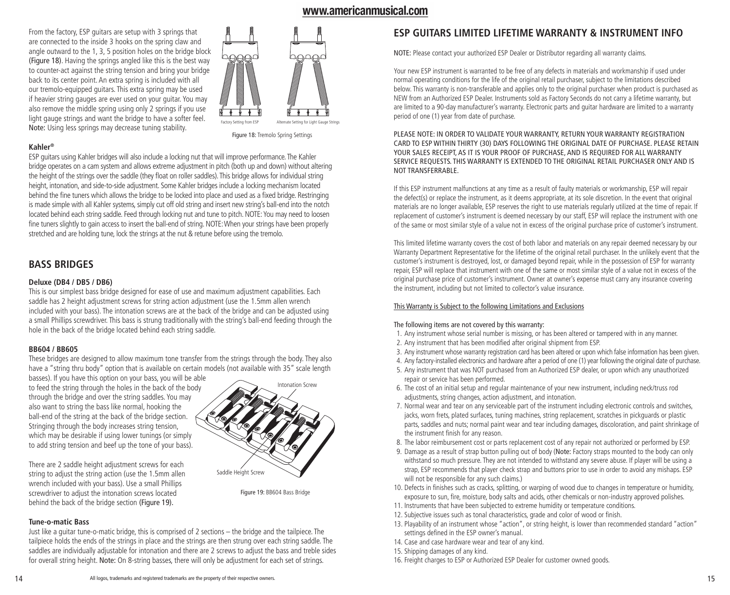From the factory, ESP guitars are setup with 3 springs that are connected to the inside 3 hooks on the spring claw and angle outward to the 1, 3, 5 position holes on the bridge block (Figure 18). Having the springs angled like this is the best way to counter-act against the string tension and bring your bridge back to its center point. An extra spring is included with all our tremolo-equipped guitars. This extra spring may be used if heavier string gauges are ever used on your guitar. You may also remove the middle spring using only 2 springs if you use light gauge strings and want the bridge to have a softer feel. **Note:** Using less springs may decrease tuning stability.

Factory Setting from ESP — Alternate Setting for Light Gauge Strings

**Figure 18:** Tremolo Spring Settings

### Kahler®

ESP guitars using Kahler bridges will also include a locking nut that will improve performance. The Kahler bridge operates on a cam system and allows extreme adjustment in pitch (both up and down) without altering the height of the strings over the saddle (they float on roller saddles). This bridge allows for individual string height, intonation, and side-to-side adjustment. Some Kahler bridges include a locking mechanism located behind the fine tuners which allows the bridge to be locked into place and used as a fixed bridge. Restringing is made simple with all Kahler systems, simply cut off old string and insert new string's ball-end into the notch located behind each string saddle. Feed through locking nut and tune to pitch. NOTE: You may need to loosen fine tuners slightly to gain access to insert the ball-end of string. NOTE: When your strings have been properly stretched and are holding tune, lock the strings at the nut & retune before using the tremolo.

## BASS BRIDGES

### Deluxe (DB4 / DB5 / DB6)

This is our simplest bass bridge designed for ease of use and maximum adjustment capabilities. Each saddle has 2 height adjustment screws for string action adjustment (use the 1.5mm allen wrench included with your bass). The intonation screws are at the back of the bridge and can be adjusted using a small Phillips screwdriver. This bass is strung traditionally with the string's ball-end feeding through the hole in the back of the bridge located behind each string saddle.

### BB604 / BB605

These bridges are designed to allow maximum tone transfer from the strings through the body. They also have a "string thru body" option that is available on certain models (not available with 35" scale length basses). If you have this option on your bass, you will be able to feed the string through the holes in the back of the body through the bridge and over the string saddles. You may also want to string the bass like normal, hooking the ball-end of the string at the back of the bridge section. Stringing through the body increases string tension, which may be desirable if using lower tunings (or simply to add string tension and beef up the tone of your bass).

There are 2 saddle height adjustment screws for each string to adjust the string action (use the 1.5mm allen wrench included with your bass). Use a small Phillips screwdriver to adjust the intonation screws located behind the back of the bridge section (Figure 19).

Intonation Screw

Saddle Height Screw

**Figure 19:** BB604 Bass Bridge

### Tune-o-matic Bass

Just like a guitar tune-o-matic bridge, this is comprised of 2 sections – the bridge and the tailpiece. The tailpiece holds the ends of the strings in place and the strings are then strung over each string saddle. The saddles are individually adjustable for intonation and there are 2 screws to adjust the bass and treble sides for overall string height. **Note:** On 8-string basses, there will only be adjustment for each set of strings.

## ESP GUITARS LIMITED LIFETIME WARRANTY & INSTRUMENT INFO

**NOTE:** Please contact your authorized ESP Dealer or Distributor regarding all warranty claims.

Your new ESP instrument is warranted to be free of any defects in materials and workmanship if used under normal operating conditions for the life of the original retail purchaser, subject to the limitations described below. This warranty is non-transferable and applies only to the original purchaser when product is purchased as NEW from an Authorized ESP Dealer. Instruments sold as Factory Seconds do not carry a lifetime warranty, but are limited to a 90-day manufacturer's warranty. Electronic parts and guitar hardware are limited to a warranty period of one (1) year from date of purchase.

PLEASE NOTE: IN ORDER TO VALIDATE YOUR WARRANTY, RETURN YOUR WARRANTY REGISTRATION CARD TO ESP WITHIN THIRTY (30) DAYS FOLLOWING THE ORIGINAL DATE OF PURCHASE. PLEASE RETAIN YOUR SALES RECEIPT, AS IT IS YOUR PROOF OF PURCHASE, AND IS REQUIRED FOR ALL WARRANTY SERVICE REQUESTS. THIS WARRANTY IS EXTENDED TO THE ORIGINAL RETAIL PURCHASER ONLY AND IS NOT TRANSFERRABLE.

If this ESP instrument malfunctions at any time as a result of faulty materials or workmanship, ESP will repair the defect(s) or replace the instrument, as it deems appropriate, at its sole discretion. In the event that original materials are no longer available, ESP reserves the right to use materials regularly utilized at the time of repair. If replacement of customer's instrument is deemed necessary by our staff, ESP will replace the instrument with one of the same or most similar style of a value not in excess of the original purchase price of customer's instrument.

This limited lifetime warranty covers the cost of both labor and materials on any repair deemed necessary by our Warranty Department Representative for the lifetime of the original retail purchaser. In the unlikely event that the customer's instrument is destroyed, lost, or damaged beyond repair, while in the possession of ESP for warranty repair, ESP will replace that instrument with one of the same or most similar style of a value not in excess of the original purchase price of customer's instrument. Owner at owner's expense must carry any insurance covering the instrument, including but not limited to collector's value insurance.

<u>This Warranty is Subject to the following Limitations and Exclusions</u>

The following items are not covered by this warranty:

1. Any instrument whose serial number is missing, or has been altered or tampered with in any manner.
2. Any instrument that has been modified after original shipment from ESP.
3. Any instrument whose warranty registration card has been altered or upon which false information has been given.
4. Any factory-installed electronics and hardware after a period of one (1) year following the original date of purchase.
5. Any instrument that was NOT purchased from an Authorized ESP dealer, or upon which any unauthorized repair or service has been performed.
6. The cost of an initial setup and regular maintenance of your new instrument, including neck/truss rod adjustments, string changes, action adjustment, and intonation.
7. Normal wear and tear on any serviceable part of the instrument including electronic controls and switches, jacks, worn frets, plated surfaces, tuning machines, string replacement, scratches in pickguards or plastic parts, saddles and nuts; normal paint wear and tear including damages, discoloration, and paint shrinkage of the instrument finish for any reason.
8. The labor reimbursement cost or parts replacement cost of any repair not authorized or performed by ESP.
9. Damage as a result of strap button pulling out of body (**Note:** Factory straps mounted to the body can only withstand so much pressure. They are not intended to withstand any severe abuse. If player will be using a strap, ESP recommends that player check strap and buttons prior to use in order to avoid any mishaps. ESP will not be responsible for any such claims.)
10. Defects in finishes such as cracks, splitting, or warping of wood due to changes in temperature or humidity, exposure to sun, fire, moisture, body salts and acids, other chemicals or non-industry approved polishes.
11. Instruments that have been subjected to extreme humidity or temperature conditions.
12. Subjective issues such as tonal characteristics, grade and color of wood or finish.
13. Playability of an instrument whose "action", or string height, is lower than recommended standard "action" settings defined in the ESP owner's manual.
14. Case and case hardware wear and tear of any kind.
15. Shipping damages of any kind.
16. Freight charges to ESP or Authorized ESP Dealer for customer owned goods.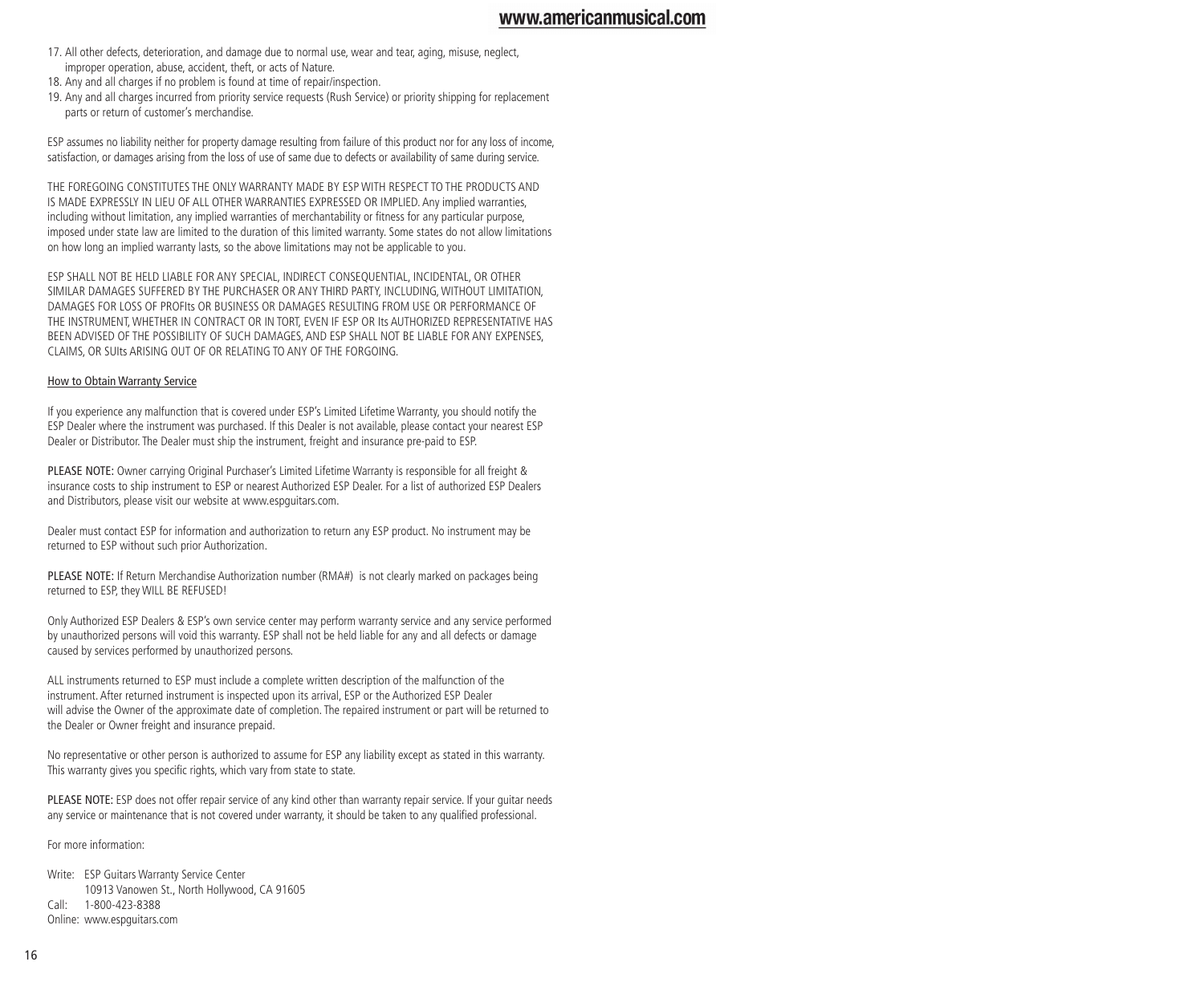17. All other defects, deterioration, and damage due to normal use, wear and tear, aging, misuse, neglect, improper operation, abuse, accident, theft, or acts of Nature.
18. Any and all charges if no problem is found at time of repair/inspection.
19. Any and all charges incurred from priority service requests (Rush Service) or priority shipping for replacement parts or return of customer's merchandise.

ESP assumes no liability neither for property damage resulting from failure of this product nor for any loss of income, satisfaction, or damages arising from the loss of use of same due to defects or availability of same during service.

THE FOREGOING CONSTITUTES THE ONLY WARRANTY MADE BY ESP WITH RESPECT TO THE PRODUCTS AND IS MADE EXPRESSLY IN LIEU OF ALL OTHER WARRANTIES EXPRESSED OR IMPLIED. Any implied warranties, including without limitation, any implied warranties of merchantability or fitness for any particular purpose, imposed under state law are limited to the duration of this limited warranty. Some states do not allow limitations on how long an implied warranty lasts, so the above limitations may not be applicable to you.

ESP SHALL NOT BE HELD LIABLE FOR ANY SPECIAL, INDIRECT CONSEQUENTIAL, INCIDENTAL, OR OTHER SIMILAR DAMAGES SUFFERED BY THE PURCHASER OR ANY THIRD PARTY, INCLUDING, WITHOUT LIMITATION, DAMAGES FOR LOSS OF PROFIts OR BUSINESS OR DAMAGES RESULTING FROM USE OR PERFORMANCE OF THE INSTRUMENT, WHETHER IN CONTRACT OR IN TORT, EVEN IF ESP OR Its AUTHORIZED REPRESENTATIVE HAS BEEN ADVISED OF THE POSSIBILITY OF SUCH DAMAGES, AND ESP SHALL NOT BE LIABLE FOR ANY EXPENSES, CLAIMS, OR SUIts ARISING OUT OF OR RELATING TO ANY OF THE FORGOING.

## How to Obtain Warranty Service

If you experience any malfunction that is covered under ESP's Limited Lifetime Warranty, you should notify the ESP Dealer where the instrument was purchased. If this Dealer is not available, please contact your nearest ESP Dealer or Distributor. The Dealer must ship the instrument, freight and insurance pre-paid to ESP.

PLEASE NOTE: Owner carrying Original Purchaser's Limited Lifetime Warranty is responsible for all freight & insurance costs to ship instrument to ESP or nearest Authorized ESP Dealer. For a list of authorized ESP Dealers and Distributors, please visit our website at www.espguitars.com.

Dealer must contact ESP for information and authorization to return any ESP product. No instrument may be returned to ESP without such prior Authorization.

PLEASE NOTE: If Return Merchandise Authorization number (RMA#) is not clearly marked on packages being returned to ESP, they WILL BE REFUSED!

Only Authorized ESP Dealers & ESP's own service center may perform warranty service and any service performed by unauthorized persons will void this warranty. ESP shall not be held liable for any and all defects or damage caused by services performed by unauthorized persons.

ALL instruments returned to ESP must include a complete written description of the malfunction of the instrument. After returned instrument is inspected upon its arrival, ESP or the Authorized ESP Dealer will advise the Owner of the approximate date of completion. The repaired instrument or part will be returned to the Dealer or Owner freight and insurance prepaid.

No representative or other person is authorized to assume for ESP any liability except as stated in this warranty. This warranty gives you specific rights, which vary from state to state.

PLEASE NOTE: ESP does not offer repair service of any kind other than warranty repair service. If your guitar needs any service or maintenance that is not covered under warranty, it should be taken to any qualified professional.

For more information:

Write: ESP Guitars Warranty Service Center
10913 Vanowen St., North Hollywood, CA 91605
Call: 1-800-423-8388
Online: www.espguitars.com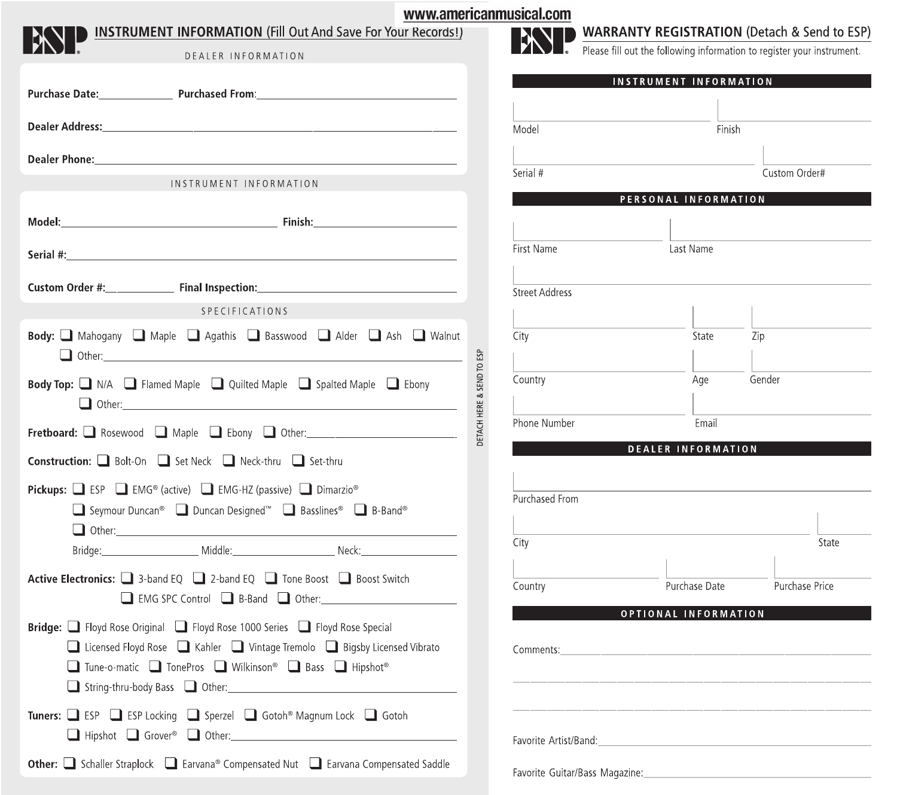www.americanmusical.com

# ESP INSTRUMENT INFORMATION (Fill Out And Save For Your Records!)

DEALER INFORMATION

**Purchase Date:**______________ **Purchased From:**______________________________________

**Dealer Address:**______________________________________________________________

**Dealer Phone:**________________________________________________________________

INSTRUMENT INFORMATION

**Model:**________________________________________ **Finish:**____________________

**Serial #:**_____________________________________________________________________

**Custom Order #:**____________ **Final Inspection:**______________________________

SPECIFICATIONS

**Body:** ☐ Mahogany ☐ Maple ☐ Agathis ☐ Basswood ☐ Alder ☐ Ash ☐ Walnut
☐ Other:____________________________________________________________

**Body Top:** ☐ N/A ☐ Flamed Maple ☐ Quilted Maple ☐ Spalted Maple ☐ Ebony
☐ Other:____________________________________________________________

**Fretboard:** ☐ Rosewood ☐ Maple ☐ Ebony ☐ Other:____________________

**Construction:** ☐ Bolt-On ☐ Set Neck ☐ Neck-thru ☐ Set-thru

**Pickups:** ☐ ESP ☐ EMG® (active) ☐ EMG-HZ (passive) ☐ Dimarzio®
☐ Seymour Duncan® ☐ Duncan Designed™ ☐ Basslines® ☐ B-Band®
☐ Other:____________________________________________________________
Bridge:________________ Middle:________________ Neck:________________

**Active Electronics:** ☐ 3-band EQ ☐ 2-band EQ ☐ Tone Boost ☐ Boost Switch
☐ EMG SPC Control ☐ B-Band ☐ Other:____________________

**Bridge:** ☐ Floyd Rose Original ☐ Floyd Rose 1000 Series ☐ Floyd Rose Special
☐ Licensed Floyd Rose ☐ Kahler ☐ Vintage Tremolo ☐ Bigsby Licensed Vibrato
☐ Tune-o-matic ☐ TonePros ☐ Wilkinson® ☐ Bass ☐ Hipshot®
☐ String-thru-body Bass ☐ Other:____________________________________

**Tuners:** ☐ ESP ☐ ESP Locking ☐ Sperzel ☐ Gotoh® Magnum Lock ☐ Gotoh
☐ Hipshot ☐ Grover® ☐ Other:________________________________

**Other:** ☐ Schaller Straplock ☐ Earvana® Compensated Nut ☐ Earvana Compensated Saddle

DETACH HERE & SEND TO ESP

# ESP WARRANTY REGISTRATION (Detach & Send to ESP)

Please fill out the following information to register your instrument.

## INSTRUMENT INFORMATION

Model ____________ Finish ____________

Serial # ____________ Custom Order# ____________

## PERSONAL INFORMATION

First Name ____________ Last Name ____________

Street Address ____________

City ____________ State ____________ Zip ____________

Country ____________ Age ____________ Gender ____________

Phone Number ____________ Email ____________

## DEALER INFORMATION

Purchased From ____________

City ____________ State ____________

Country ____________ Purchase Date ____________ Purchase Price ____________

## OPTIONAL INFORMATION

Comments:________________________________________________________

__________________________________________________________________

__________________________________________________________________

Favorite Artist/Band:_____________________________________________

Favorite Guitar/Bass Magazine:____________________________________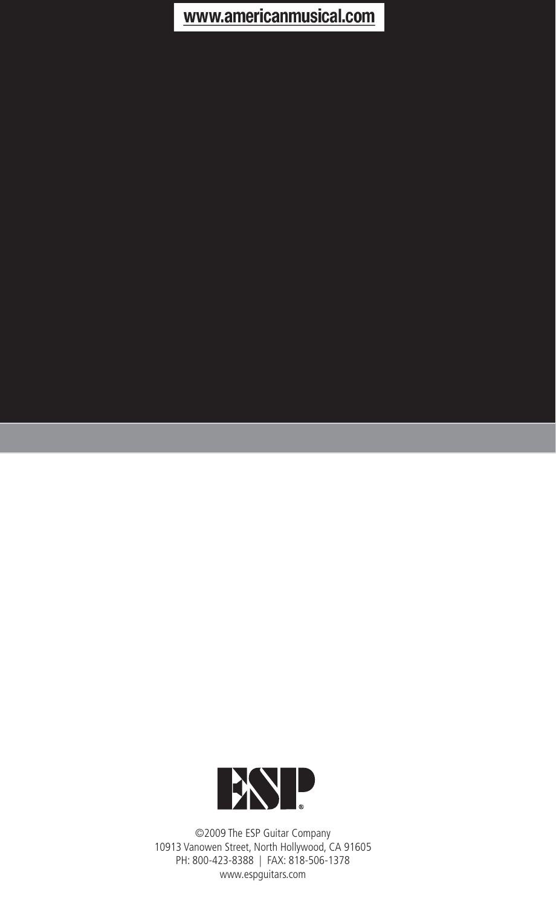www.americanmusical.com

ESP®

©2009 The ESP Guitar Company
10913 Vanowen Street, North Hollywood, CA 91605
PH: 800-423-8388 | FAX: 818-506-1378
www.espguitars.com